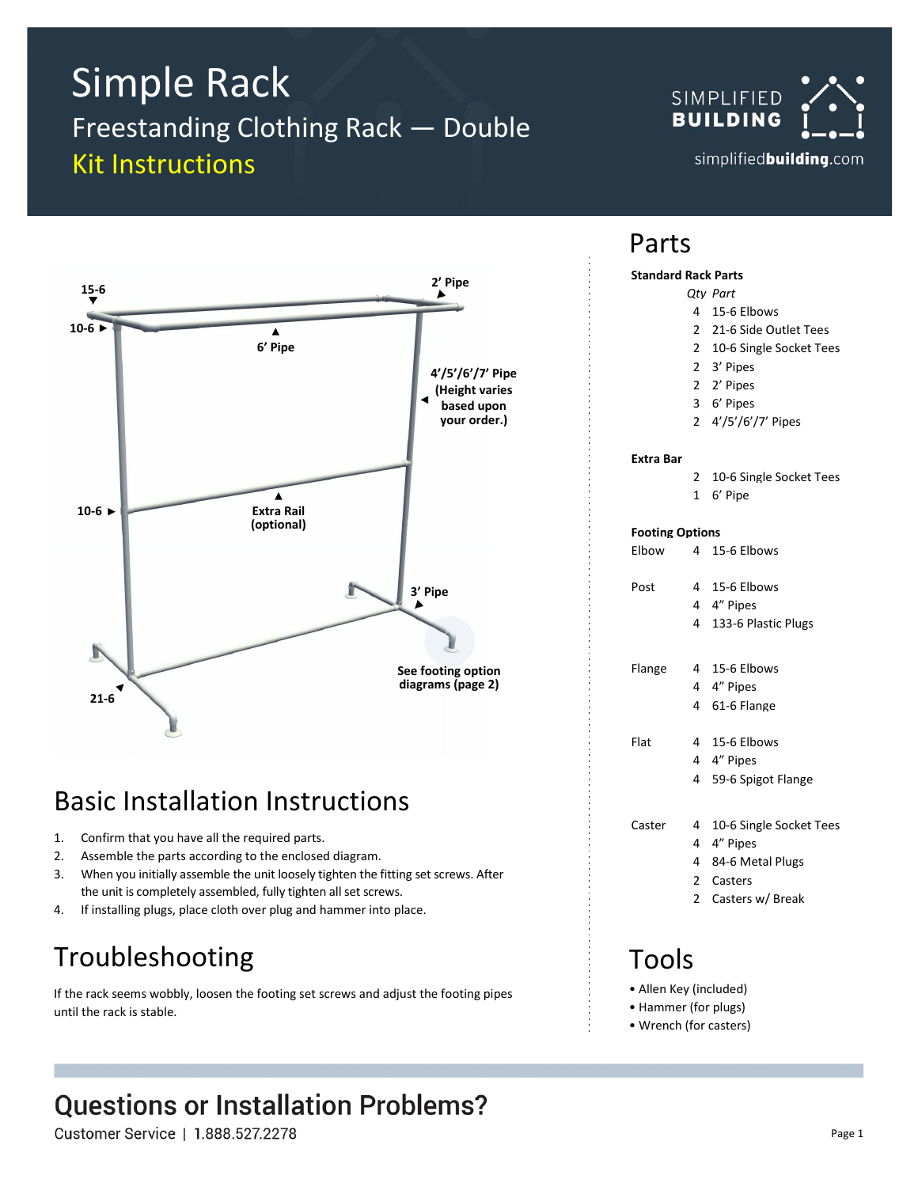# Simple Rack

## Freestanding Clothing Rack — Double

## Kit Instructions

SIMPLIFIED BUILDING

simplifiedbuilding.com

15-6

10-6 ►

2' Pipe

6' Pipe

4'/5'/6'/7' Pipe (Height varies based upon your order.)

10-6 ►

Extra Rail (optional)

3' Pipe

See footing option diagrams (page 2)

21-6

## Parts

**Standard Rack Parts**

| Qty | Part |
|---|---|
| 4 | 15-6 Elbows |
| 2 | 21-6 Side Outlet Tees |
| 2 | 10-6 Single Socket Tees |
| 2 | 3' Pipes |
| 2 | 2' Pipes |
| 3 | 6' Pipes |
| 2 | 4'/5'/6'/7' Pipes |

**Extra Bar**

| Qty | Part |
|---|---|
| 2 | 10-6 Single Socket Tees |
| 1 | 6' Pipe |

**Footing Options**

| Option | Qty | Part |
|---|---|---|
| Elbow | 4 | 15-6 Elbows |
| Post | 4 | 15-6 Elbows |
| | 4 | 4" Pipes |
| | 4 | 133-6 Plastic Plugs |
| Flange | 4 | 15-6 Elbows |
| | 4 | 4" Pipes |
| | 4 | 61-6 Flange |
| Flat | 4 | 15-6 Elbows |
| | 4 | 4" Pipes |
| | 4 | 59-6 Spigot Flange |
| Caster | 4 | 10-6 Single Socket Tees |
| | 4 | 4" Pipes |
| | 4 | 84-6 Metal Plugs |
| | 2 | Casters |
| | 2 | Casters w/ Break |

## Basic Installation Instructions

1. Confirm that you have all the required parts.
2. Assemble the parts according to the enclosed diagram.
3. When you initially assemble the unit loosely tighten the fitting set screws. After the unit is completely assembled, fully tighten all set screws.
4. If installing plugs, place cloth over plug and hammer into place.

## Troubleshooting

If the rack seems wobbly, loosen the footing set screws and adjust the footing pipes until the rack is stable.

## Tools

- Allen Key (included)
- Hammer (for plugs)
- Wrench (for casters)

## Questions or Installation Problems?

Customer Service | 1.888.527.2278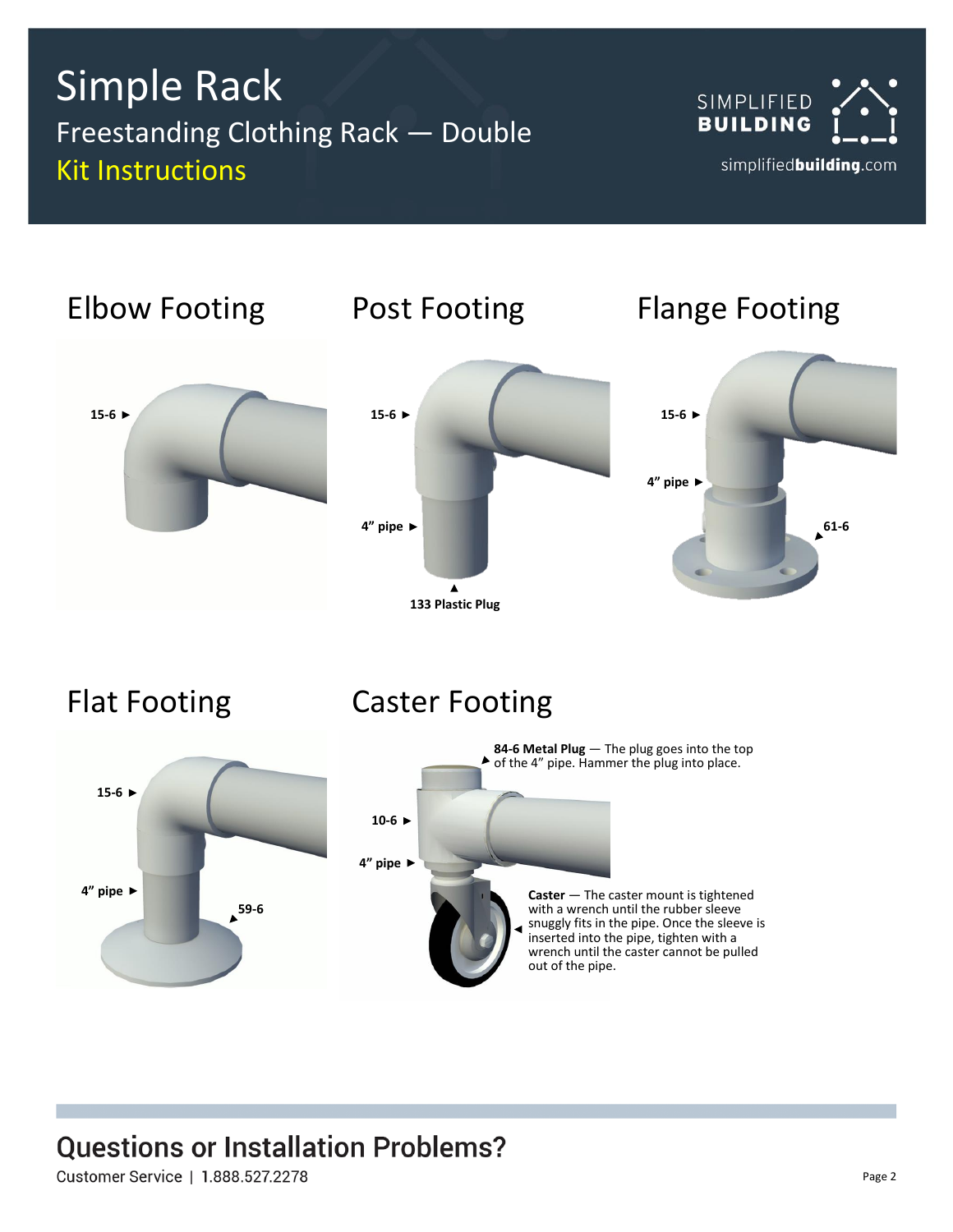# Simple Rack

## Freestanding Clothing Rack — Double

## Kit Instructions

SIMPLIFIED **BUILDING**

simplified**building**.com

## Elbow Footing

15-6 ►

## Post Footing

15-6 ►

4" pipe ►

▲ 133 Plastic Plug

## Flange Footing

15-6 ►

4" pipe ►

61-6

## Flat Footing

15-6 ►

4" pipe ►

59-6

## Caster Footing

**84-6 Metal Plug** — The plug goes into the top of the 4" pipe. Hammer the plug into place.

10-6 ►

4" pipe ►

**Caster** — The caster mount is tightened with a wrench until the rubber sleeve snuggly fits in the pipe. Once the sleeve is inserted into the pipe, tighten with a wrench until the caster cannot be pulled out of the pipe.

## Questions or Installation Problems?

Customer Service | 1.888.527.2278